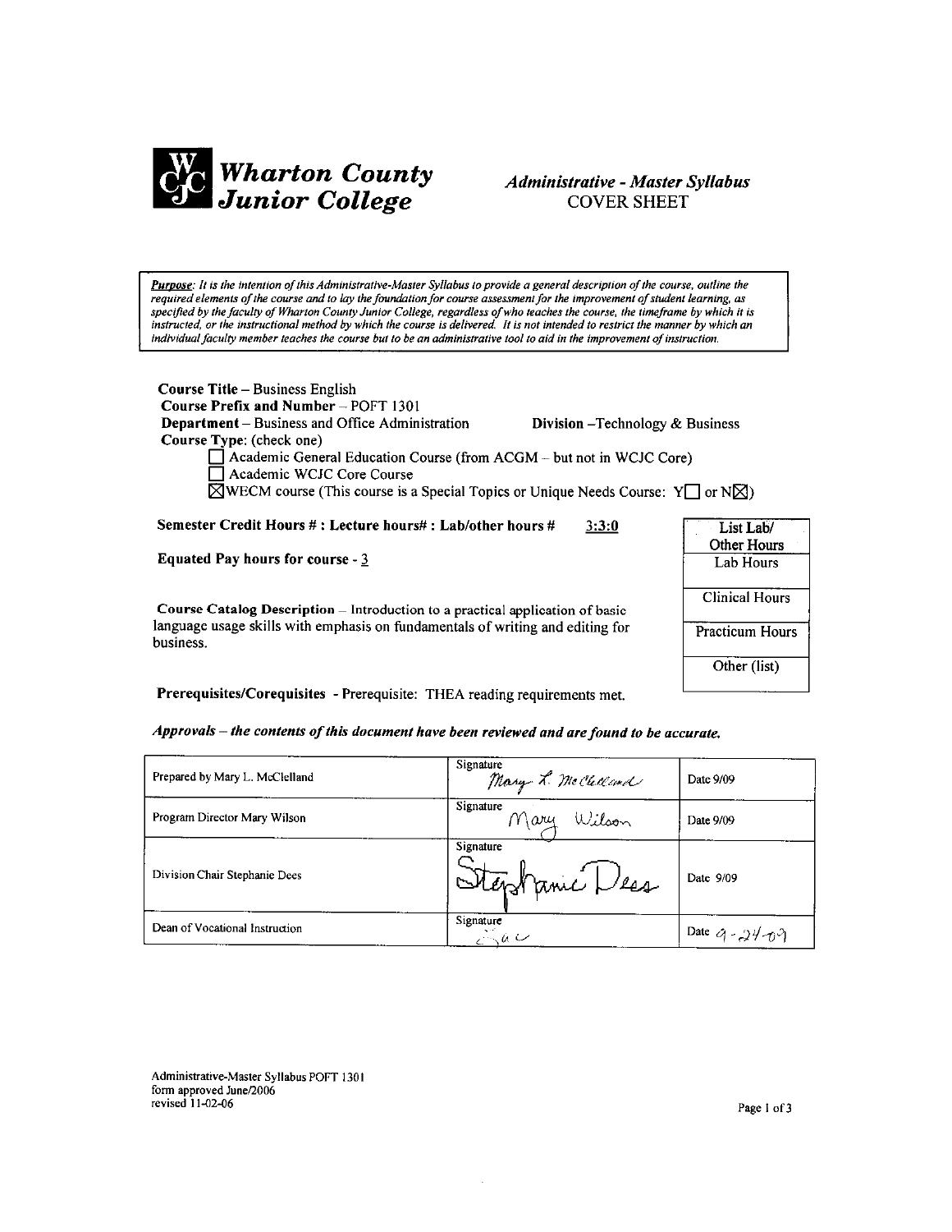# Wharton County Junior College

## *Administrative - Master Syllabus*
## COVER SHEET

***Purpose**: It is the intention of this Administrative-Master Syllabus to provide a general description of the course, outline the required elements of the course and to lay the foundation for course assessment for the improvement of student learning, as specified by the faculty of Wharton County Junior College, regardless of who teaches the course, the timeframe by which it is instructed, or the instructional method by which the course is delivered. It is not intended to restrict the manner by which an individual faculty member teaches the course but to be an administrative tool to aid in the improvement of instruction.*

**Course Title** – Business English
**Course Prefix and Number** – POFT 1301
**Department** – Business and Office Administration  **Division** –Technology & Business
**Course Type**: (check one)

- ☐ Academic General Education Course (from ACGM – but not in WCJC Core)
- ☐ Academic WCJC Core Course
- ☒ WECM course (This course is a Special Topics or Unique Needs Course: Y☐ or N☒)

**Semester Credit Hours # : Lecture hours# : Lab/other hours #** 3:3:0

**Equated Pay hours for course** - 3

| List Lab/ Other Hours |
| --- |
| Lab Hours |
| Clinical Hours |
| Practicum Hours |
| Other (list) |

**Course Catalog Description** – Introduction to a practical application of basic language usage skills with emphasis on fundamentals of writing and editing for business.

**Prerequisites/Corequisites** - Prerequisite: THEA reading requirements met.

***Approvals – the contents of this document have been reviewed and are found to be accurate.***

| | | |
| --- | --- | --- |
| Prepared by Mary L. McClelland | Signature Mary L. McClelland | Date 9/09 |
| Program Director Mary Wilson | Signature Mary Wilson | Date 9/09 |
| Division Chair Stephanie Dees | Signature Stephanie Dees | Date 9/09 |
| Dean of Vocational Instruction | Signature | Date 9-24-09 |

Administrative-Master Syllabus POFT 1301
form approved June/2006
revised 11-02-06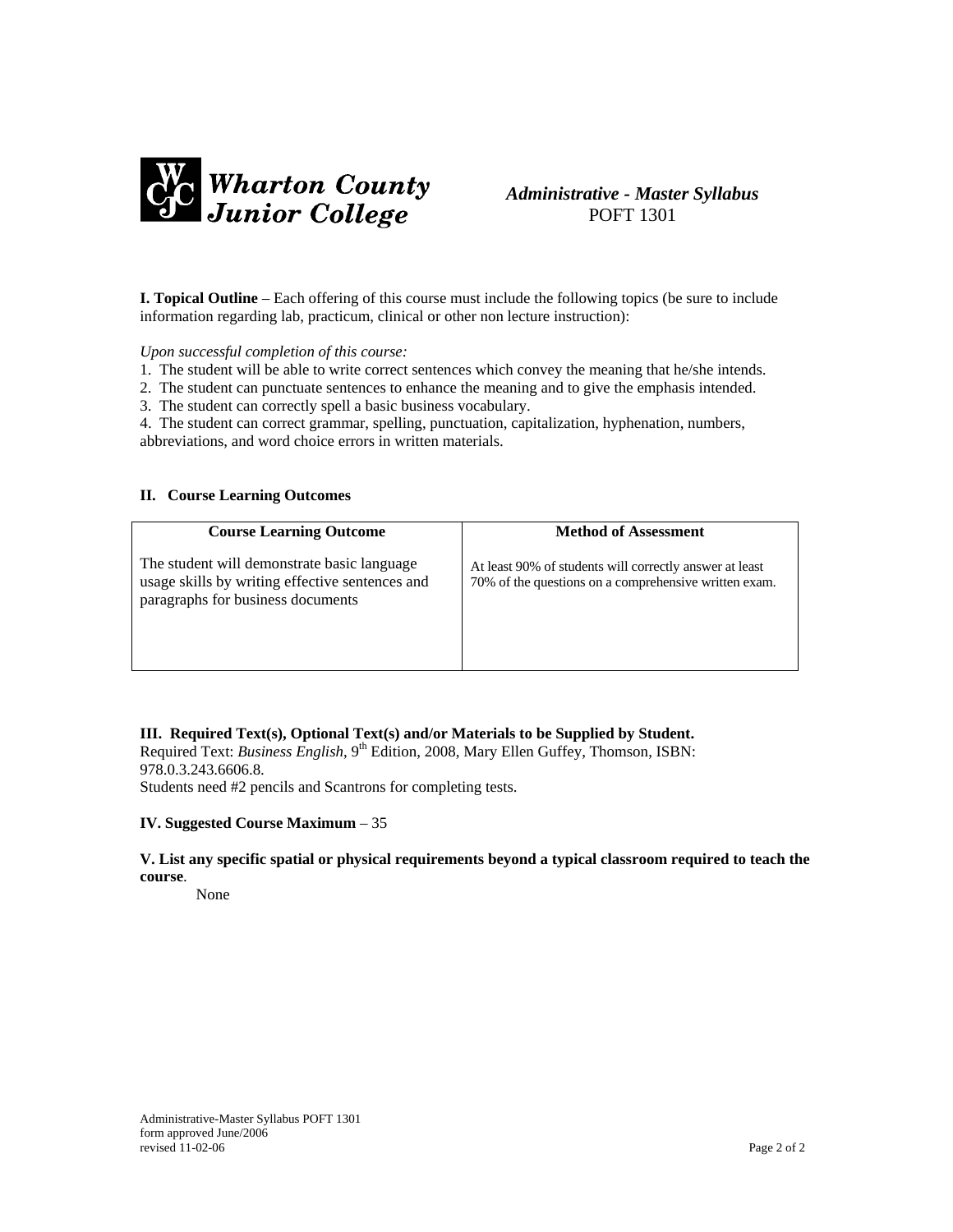**Wharton County Junior College**

***Administrative - Master Syllabus***
POFT 1301

**I. Topical Outline** – Each offering of this course must include the following topics (be sure to include information regarding lab, practicum, clinical or other non lecture instruction):

*Upon successful completion of this course:*

1. The student will be able to write correct sentences which convey the meaning that he/she intends.
2. The student can punctuate sentences to enhance the meaning and to give the emphasis intended.
3. The student can correctly spell a basic business vocabulary.
4. The student can correct grammar, spelling, punctuation, capitalization, hyphenation, numbers, abbreviations, and word choice errors in written materials.

**II. Course Learning Outcomes**

| Course Learning Outcome | Method of Assessment |
|---|---|
| The student will demonstrate basic language usage skills by writing effective sentences and paragraphs for business documents | At least 90% of students will correctly answer at least 70% of the questions on a comprehensive written exam. |

**III. Required Text(s), Optional Text(s) and/or Materials to be Supplied by Student.**
Required Text: *Business English*, 9th Edition, 2008, Mary Ellen Guffey, Thomson, ISBN: 978.0.3.243.6606.8.
Students need #2 pencils and Scantrons for completing tests.

**IV. Suggested Course Maximum** – 35

**V. List any specific spatial or physical requirements beyond a typical classroom required to teach the course**.

None

Administrative-Master Syllabus POFT 1301
form approved June/2006
revised 11-02-06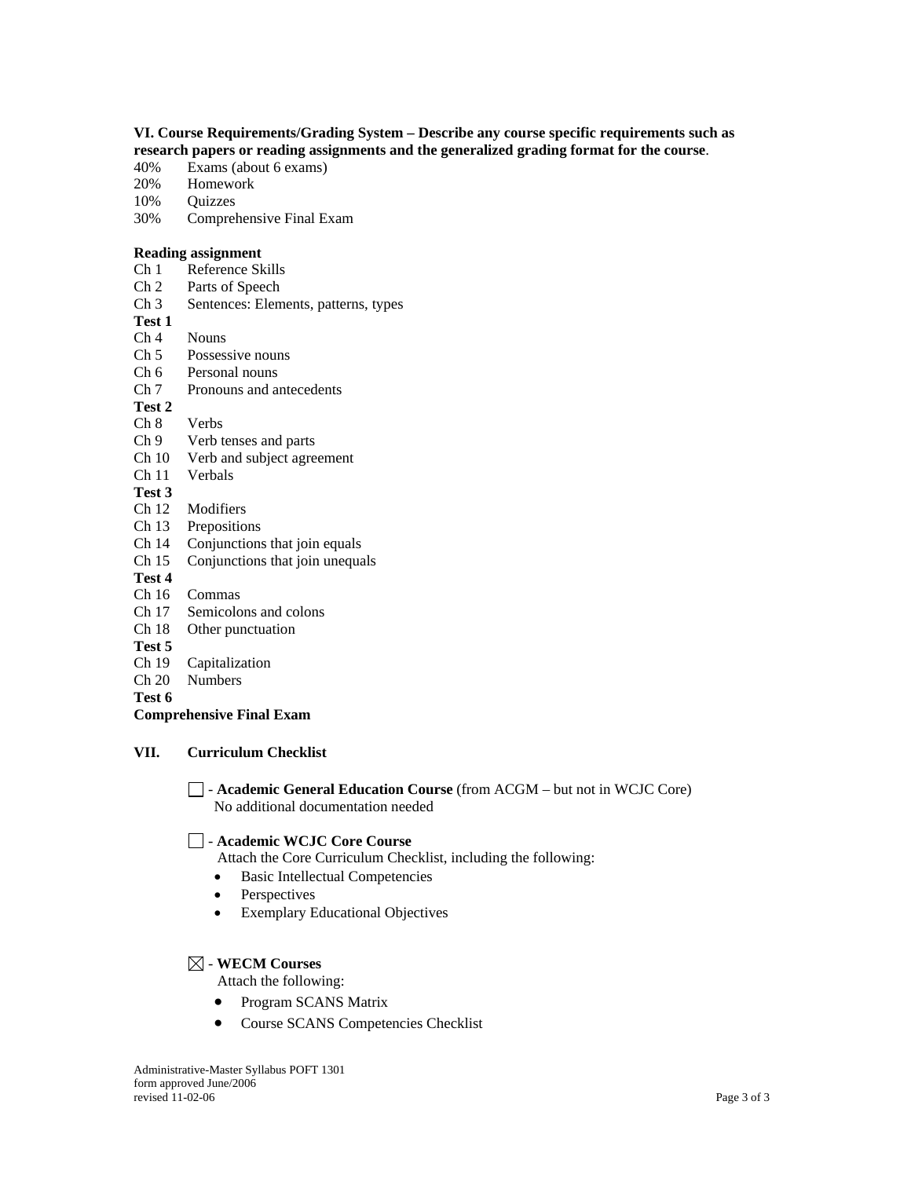**VI. Course Requirements/Grading System – Describe any course specific requirements such as research papers or reading assignments and the generalized grading format for the course**.

| | |
|---|---|
| 40% | Exams (about 6 exams) |
| 20% | Homework |
| 10% | Quizzes |
| 30% | Comprehensive Final Exam |

**Reading assignment**

Ch 1 Reference Skills
Ch 2 Parts of Speech
Ch 3 Sentences: Elements, patterns, types
**Test 1**
Ch 4 Nouns
Ch 5 Possessive nouns
Ch 6 Personal nouns
Ch 7 Pronouns and antecedents
**Test 2**
Ch 8 Verbs
Ch 9 Verb tenses and parts
Ch 10 Verb and subject agreement
Ch 11 Verbals
**Test 3**
Ch 12 Modifiers
Ch 13 Prepositions
Ch 14 Conjunctions that join equals
Ch 15 Conjunctions that join unequals
**Test 4**
Ch 16 Commas
Ch 17 Semicolons and colons
Ch 18 Other punctuation
**Test 5**
Ch 19 Capitalization
Ch 20 Numbers
**Test 6**
**Comprehensive Final Exam**

**VII. Curriculum Checklist**

☐ - **Academic General Education Course** (from ACGM – but not in WCJC Core)
No additional documentation needed

☐ - **Academic WCJC Core Course**
Attach the Core Curriculum Checklist, including the following:

- Basic Intellectual Competencies
- Perspectives
- Exemplary Educational Objectives

☒ - **WECM Courses**
Attach the following:

- Program SCANS Matrix
- Course SCANS Competencies Checklist

Administrative-Master Syllabus POFT 1301
form approved June/2006
revised 11-02-06